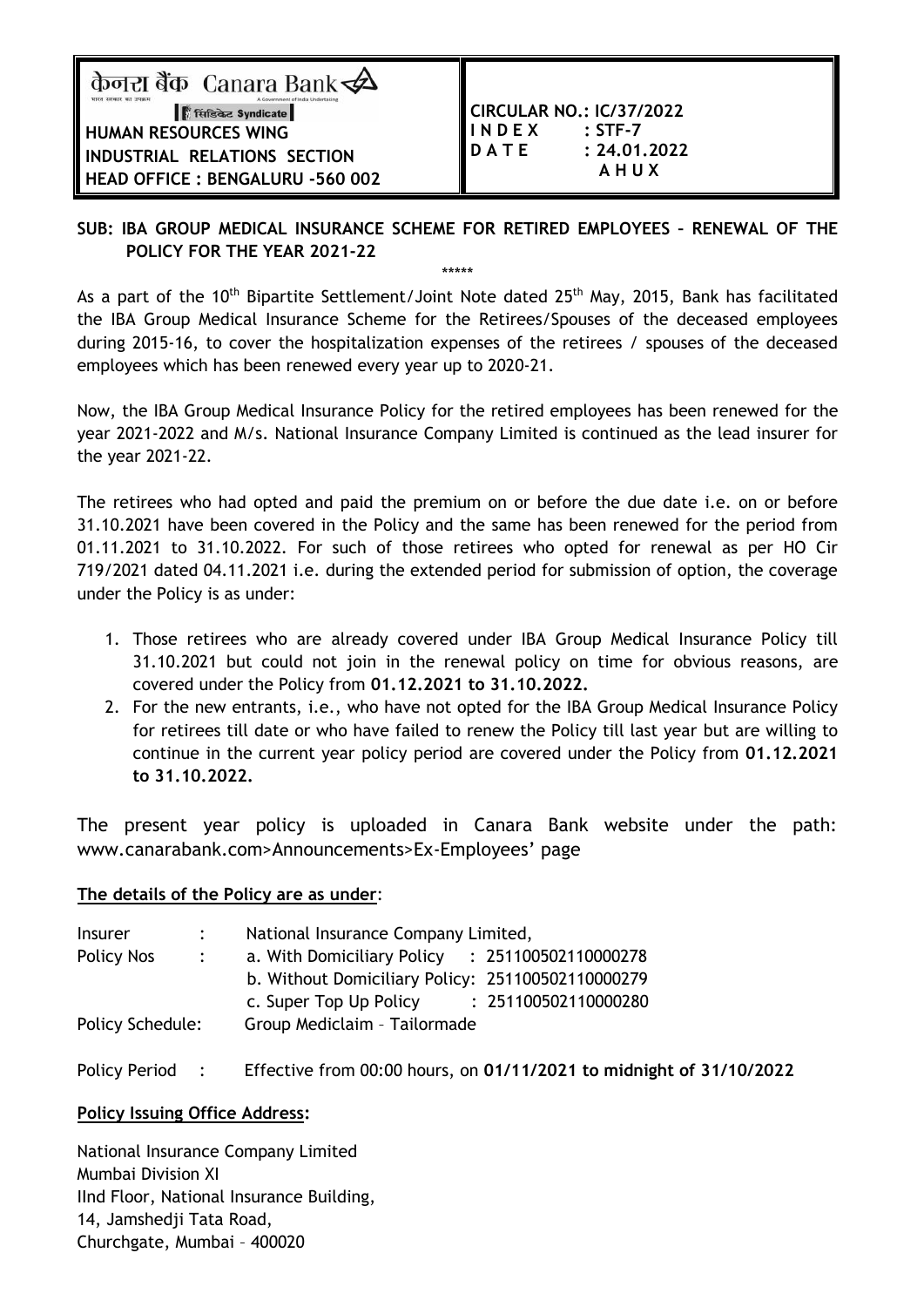केनरा बैंक Canara Bank

भारत सरकार का उपक्रम — A Government of India Undertaking

सिंडिकेट Syndicate

**HUMAN RESOURCES WING**
**INDUSTRIAL RELATIONS SECTION**
**HEAD OFFICE : BENGALURU -560 002**

**CIRCULAR NO.: IC/37/2022**
**I N D E X : STF-7**
**D A T E : 24.01.2022**
**A H U X**

**SUB: IBA GROUP MEDICAL INSURANCE SCHEME FOR RETIRED EMPLOYEES – RENEWAL OF THE POLICY FOR THE YEAR 2021-22**

\*\*\*\*\*

As a part of the 10th Bipartite Settlement/Joint Note dated 25th May, 2015, Bank has facilitated the IBA Group Medical Insurance Scheme for the Retirees/Spouses of the deceased employees during 2015-16, to cover the hospitalization expenses of the retirees / spouses of the deceased employees which has been renewed every year up to 2020-21.

Now, the IBA Group Medical Insurance Policy for the retired employees has been renewed for the year 2021-2022 and M/s. National Insurance Company Limited is continued as the lead insurer for the year 2021-22.

The retirees who had opted and paid the premium on or before the due date i.e. on or before 31.10.2021 have been covered in the Policy and the same has been renewed for the period from 01.11.2021 to 31.10.2022. For such of those retirees who opted for renewal as per HO Cir 719/2021 dated 04.11.2021 i.e. during the extended period for submission of option, the coverage under the Policy is as under:

1. Those retirees who are already covered under IBA Group Medical Insurance Policy till 31.10.2021 but could not join in the renewal policy on time for obvious reasons, are covered under the Policy from **01.12.2021 to 31.10.2022.**
2. For the new entrants, i.e., who have not opted for the IBA Group Medical Insurance Policy for retirees till date or who have failed to renew the Policy till last year but are willing to continue in the current year policy period are covered under the Policy from **01.12.2021 to 31.10.2022.**

The present year policy is uploaded in Canara Bank website under the path: www.canarabank.com>Announcements>Ex-Employees' page

**The details of the Policy are as under**:

Insurer : National Insurance Company Limited,

Policy Nos :
- a. With Domiciliary Policy : 251100502110000278
- b. Without Domiciliary Policy: 251100502110000279
- c. Super Top Up Policy : 251100502110000280

Policy Schedule: Group Mediclaim – Tailormade

Policy Period : Effective from 00:00 hours, on **01/11/2021 to midnight of 31/10/2022**

**Policy Issuing Office Address:**

National Insurance Company Limited
Mumbai Division XI
IInd Floor, National Insurance Building,
14, Jamshedji Tata Road,
Churchgate, Mumbai – 400020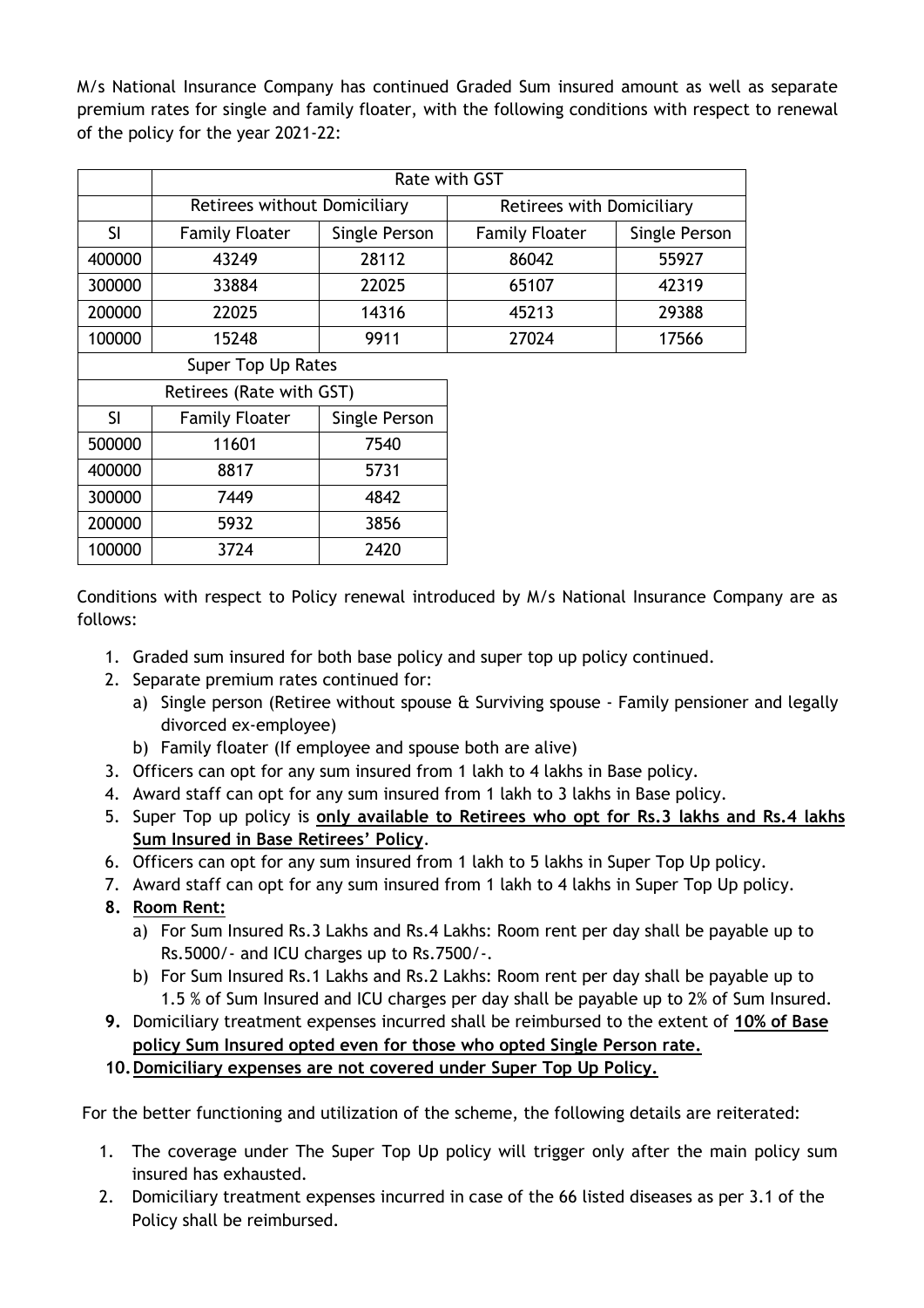M/s National Insurance Company has continued Graded Sum insured amount as well as separate premium rates for single and family floater, with the following conditions with respect to renewal of the policy for the year 2021-22:

| | Rate with GST | | | |
|---|---|---|---|---|
| | Retirees without Domiciliary | | Retirees with Domiciliary | |
| SI | Family Floater | Single Person | Family Floater | Single Person |
| 400000 | 43249 | 28112 | 86042 | 55927 |
| 300000 | 33884 | 22025 | 65107 | 42319 |
| 200000 | 22025 | 14316 | 45213 | 29388 |
| 100000 | 15248 | 9911 | 27024 | 17566 |

| Super Top Up Rates | | |
|---|---|---|
| Retirees (Rate with GST) | | |
| SI | Family Floater | Single Person |
| 500000 | 11601 | 7540 |
| 400000 | 8817 | 5731 |
| 300000 | 7449 | 4842 |
| 200000 | 5932 | 3856 |
| 100000 | 3724 | 2420 |

Conditions with respect to Policy renewal introduced by M/s National Insurance Company are as follows:

1. Graded sum insured for both base policy and super top up policy continued.
2. Separate premium rates continued for:
   a) Single person (Retiree without spouse & Surviving spouse - Family pensioner and legally divorced ex-employee)
   b) Family floater (If employee and spouse both are alive)
3. Officers can opt for any sum insured from 1 lakh to 4 lakhs in Base policy.
4. Award staff can opt for any sum insured from 1 lakh to 3 lakhs in Base policy.
5. Super Top up policy is **only available to Retirees who opt for Rs.3 lakhs and Rs.4 lakhs Sum Insured in Base Retirees' Policy**.
6. Officers can opt for any sum insured from 1 lakh to 5 lakhs in Super Top Up policy.
7. Award staff can opt for any sum insured from 1 lakh to 4 lakhs in Super Top Up policy.
8. **Room Rent:**
   a) For Sum Insured Rs.3 Lakhs and Rs.4 Lakhs: Room rent per day shall be payable up to Rs.5000/- and ICU charges up to Rs.7500/-.
   b) For Sum Insured Rs.1 Lakhs and Rs.2 Lakhs: Room rent per day shall be payable up to 1.5 % of Sum Insured and ICU charges per day shall be payable up to 2% of Sum Insured.
9. Domiciliary treatment expenses incurred shall be reimbursed to the extent of **10% of Base policy Sum Insured opted even for those who opted Single Person rate.**
10. **Domiciliary expenses are not covered under Super Top Up Policy.**

For the better functioning and utilization of the scheme, the following details are reiterated:

1. The coverage under The Super Top Up policy will trigger only after the main policy sum insured has exhausted.
2. Domiciliary treatment expenses incurred in case of the 66 listed diseases as per 3.1 of the Policy shall be reimbursed.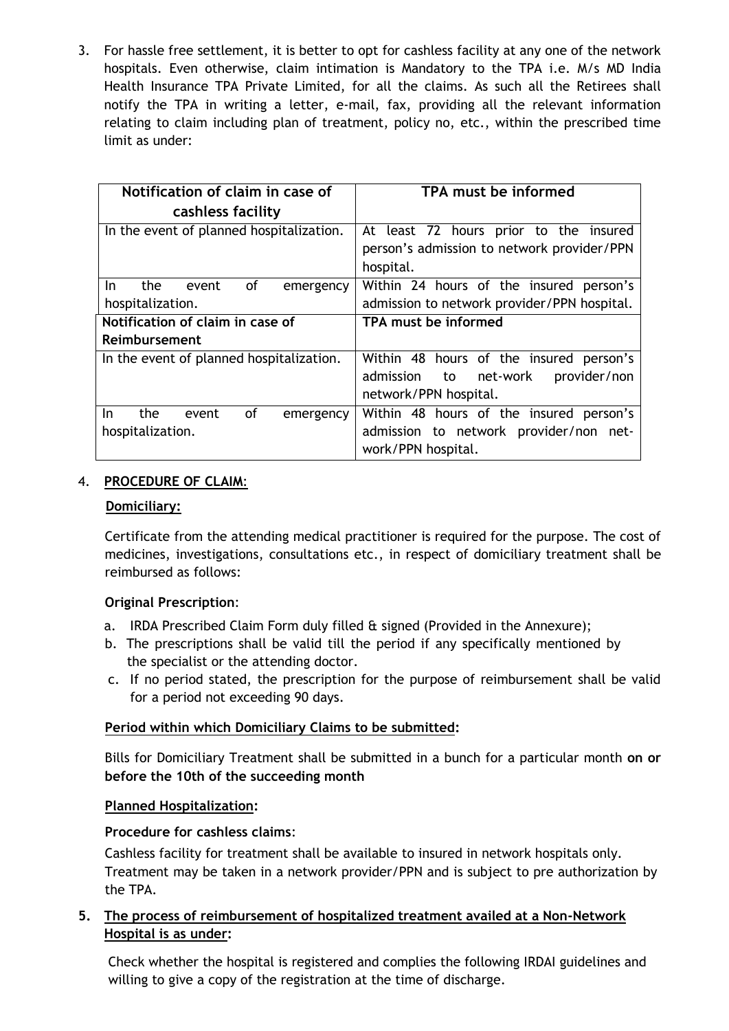3. For hassle free settlement, it is better to opt for cashless facility at any one of the network hospitals. Even otherwise, claim intimation is Mandatory to the TPA i.e. M/s MD India Health Insurance TPA Private Limited, for all the claims. As such all the Retirees shall notify the TPA in writing a letter, e-mail, fax, providing all the relevant information relating to claim including plan of treatment, policy no, etc., within the prescribed time limit as under:

| **Notification of claim in case of cashless facility** | **TPA must be informed** |
|---|---|
| In the event of planned hospitalization. | At least 72 hours prior to the insured person's admission to network provider/PPN hospital. |
| In the event of emergency hospitalization. | Within 24 hours of the insured person's admission to network provider/PPN hospital. |
| **Notification of claim in case of Reimbursement** | **TPA must be informed** |
| In the event of planned hospitalization. | Within 48 hours of the insured person's admission to net-work provider/non network/PPN hospital. |
| In the event of emergency hospitalization. | Within 48 hours of the insured person's admission to network provider/non net-work/PPN hospital. |

4. **PROCEDURE OF CLAIM**:

**Domiciliary:**

Certificate from the attending medical practitioner is required for the purpose. The cost of medicines, investigations, consultations etc., in respect of domiciliary treatment shall be reimbursed as follows:

**Original Prescription**:

a. IRDA Prescribed Claim Form duly filled & signed (Provided in the Annexure);
b. The prescriptions shall be valid till the period if any specifically mentioned by the specialist or the attending doctor.
c. If no period stated, the prescription for the purpose of reimbursement shall be valid for a period not exceeding 90 days.

**Period within which Domiciliary Claims to be submitted:**

Bills for Domiciliary Treatment shall be submitted in a bunch for a particular month **on or before the 10th of the succeeding month**

**Planned Hospitalization:**

**Procedure for cashless claims**:

Cashless facility for treatment shall be available to insured in network hospitals only. Treatment may be taken in a network provider/PPN and is subject to pre authorization by the TPA.

5. **The process of reimbursement of hospitalized treatment availed at a Non-Network Hospital is as under:**

Check whether the hospital is registered and complies the following IRDAI guidelines and willing to give a copy of the registration at the time of discharge.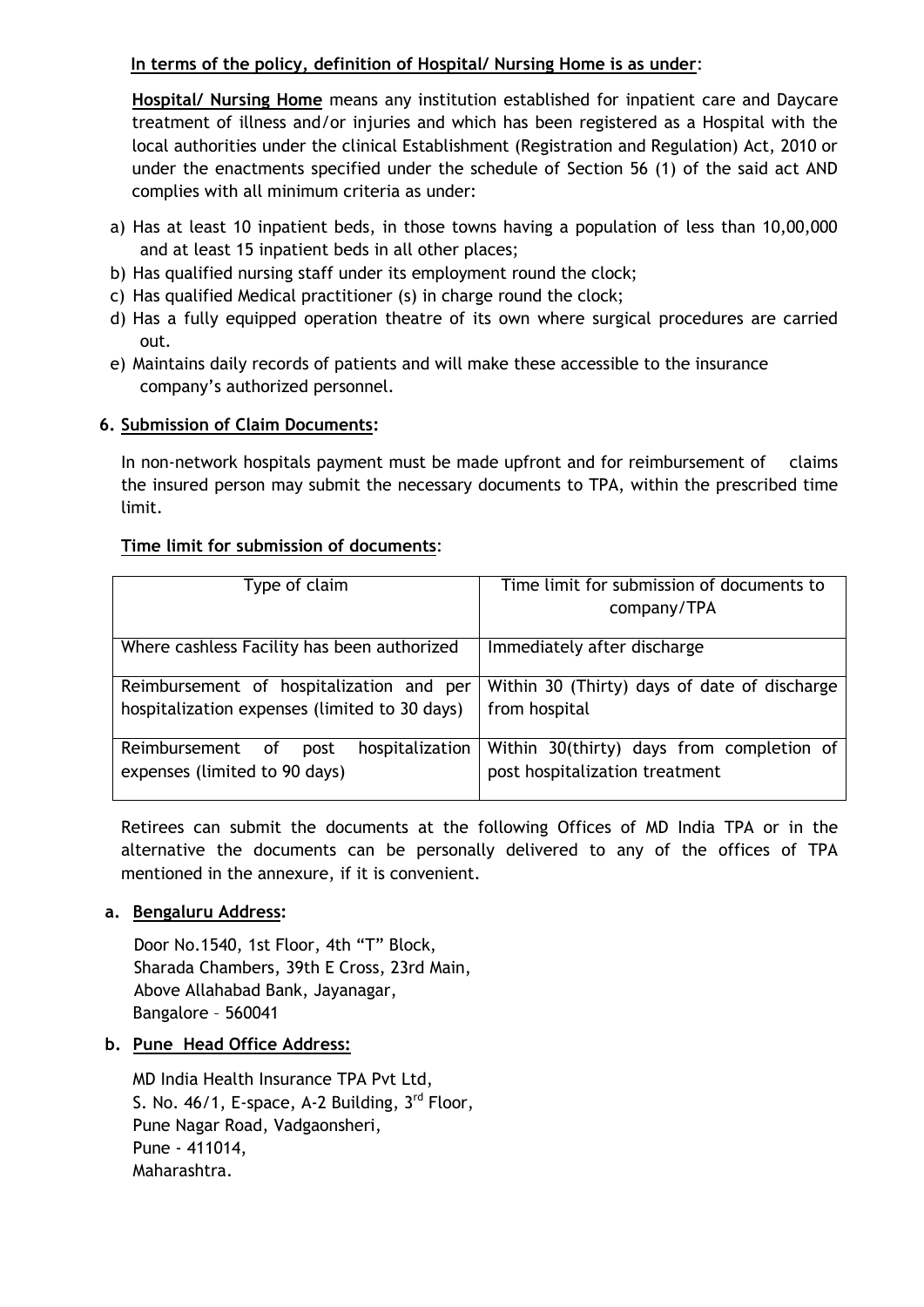**In terms of the policy, definition of Hospital/ Nursing Home is as under**:

**Hospital/ Nursing Home** means any institution established for inpatient care and Daycare treatment of illness and/or injuries and which has been registered as a Hospital with the local authorities under the clinical Establishment (Registration and Regulation) Act, 2010 or under the enactments specified under the schedule of Section 56 (1) of the said act AND complies with all minimum criteria as under:

a) Has at least 10 inpatient beds, in those towns having a population of less than 10,00,000 and at least 15 inpatient beds in all other places;
b) Has qualified nursing staff under its employment round the clock;
c) Has qualified Medical practitioner (s) in charge round the clock;
d) Has a fully equipped operation theatre of its own where surgical procedures are carried out.
e) Maintains daily records of patients and will make these accessible to the insurance company's authorized personnel.

**6. Submission of Claim Documents:**

In non-network hospitals payment must be made upfront and for reimbursement of claims the insured person may submit the necessary documents to TPA, within the prescribed time limit.

**Time limit for submission of documents**:

| Type of claim | Time limit for submission of documents to company/TPA |
|---|---|
| Where cashless Facility has been authorized | Immediately after discharge |
| Reimbursement of hospitalization and per hospitalization expenses (limited to 30 days) | Within 30 (Thirty) days of date of discharge from hospital |
| Reimbursement of post hospitalization expenses (limited to 90 days) | Within 30(thirty) days from completion of post hospitalization treatment |

Retirees can submit the documents at the following Offices of MD India TPA or in the alternative the documents can be personally delivered to any of the offices of TPA mentioned in the annexure, if it is convenient.

**a. Bengaluru Address:**

Door No.1540, 1st Floor, 4th "T" Block,
Sharada Chambers, 39th E Cross, 23rd Main,
Above Allahabad Bank, Jayanagar,
Bangalore – 560041

**b. Pune Head Office Address:**

MD India Health Insurance TPA Pvt Ltd,
S. No. 46/1, E-space, A-2 Building, 3rd Floor,
Pune Nagar Road, Vadgaonsheri,
Pune - 411014,
Maharashtra.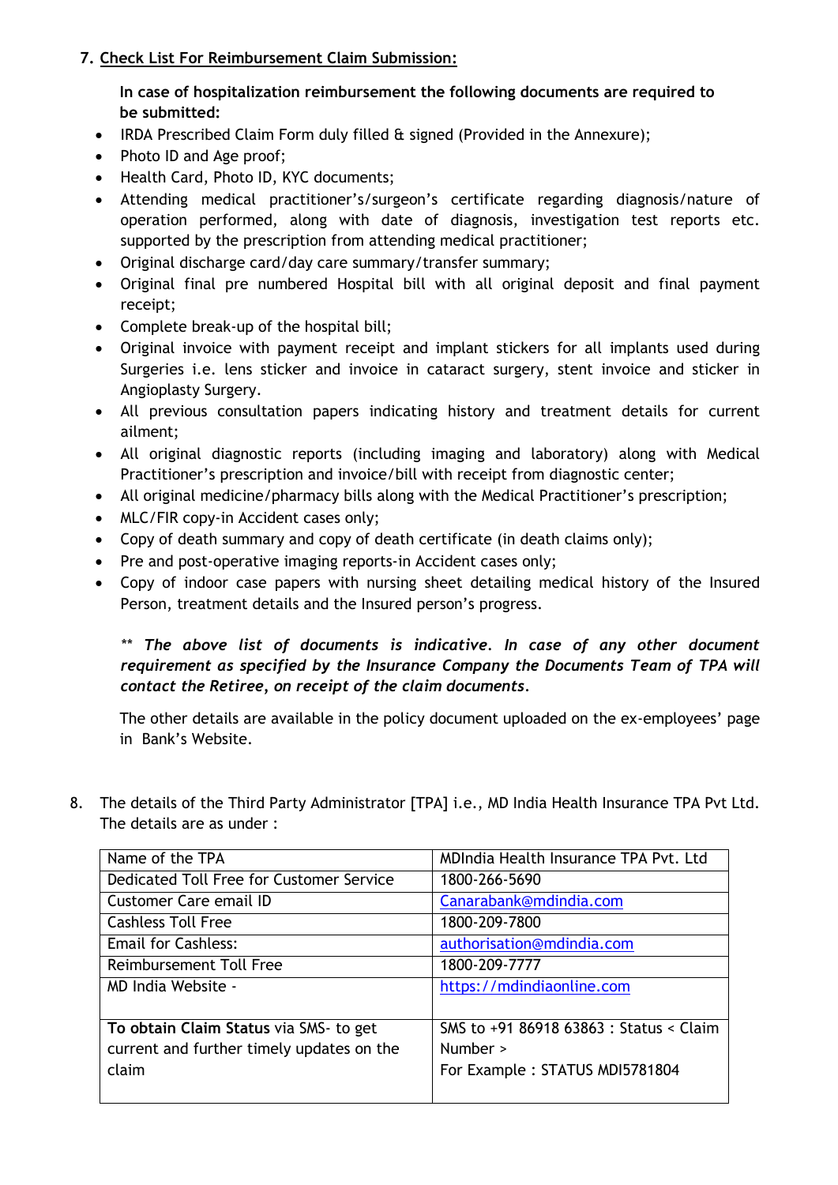7. **Check List For Reimbursement Claim Submission:**

**In case of hospitalization reimbursement the following documents are required to be submitted:**

- IRDA Prescribed Claim Form duly filled & signed (Provided in the Annexure);
- Photo ID and Age proof;
- Health Card, Photo ID, KYC documents;
- Attending medical practitioner's/surgeon's certificate regarding diagnosis/nature of operation performed, along with date of diagnosis, investigation test reports etc. supported by the prescription from attending medical practitioner;
- Original discharge card/day care summary/transfer summary;
- Original final pre numbered Hospital bill with all original deposit and final payment receipt;
- Complete break-up of the hospital bill;
- Original invoice with payment receipt and implant stickers for all implants used during Surgeries i.e. lens sticker and invoice in cataract surgery, stent invoice and sticker in Angioplasty Surgery.
- All previous consultation papers indicating history and treatment details for current ailment;
- All original diagnostic reports (including imaging and laboratory) along with Medical Practitioner's prescription and invoice/bill with receipt from diagnostic center;
- All original medicine/pharmacy bills along with the Medical Practitioner's prescription;
- MLC/FIR copy-in Accident cases only;
- Copy of death summary and copy of death certificate (in death claims only);
- Pre and post-operative imaging reports-in Accident cases only;
- Copy of indoor case papers with nursing sheet detailing medical history of the Insured Person, treatment details and the Insured person's progress.

*\*\* **The above list of documents is indicative. In case of any other document requirement as specified by the Insurance Company the Documents Team of TPA will contact the Retiree, on receipt of the claim documents.***

The other details are available in the policy document uploaded on the ex-employees' page in Bank's Website.

8. The details of the Third Party Administrator [TPA] i.e., MD India Health Insurance TPA Pvt Ltd. The details are as under :

| Name of the TPA | MDIndia Health Insurance TPA Pvt. Ltd |
|---|---|
| Dedicated Toll Free for Customer Service | 1800-266-5690 |
| Customer Care email ID | Canarabank@mdindia.com |
| Cashless Toll Free | 1800-209-7800 |
| Email for Cashless: | authorisation@mdindia.com |
| Reimbursement Toll Free | 1800-209-7777 |
| MD India Website - | https://mdindiaonline.com |
| **To obtain Claim Status** via SMS- to get current and further timely updates on the claim | SMS to +91 86918 63863 : Status < Claim Number ><br>For Example : STATUS MDI5781804 |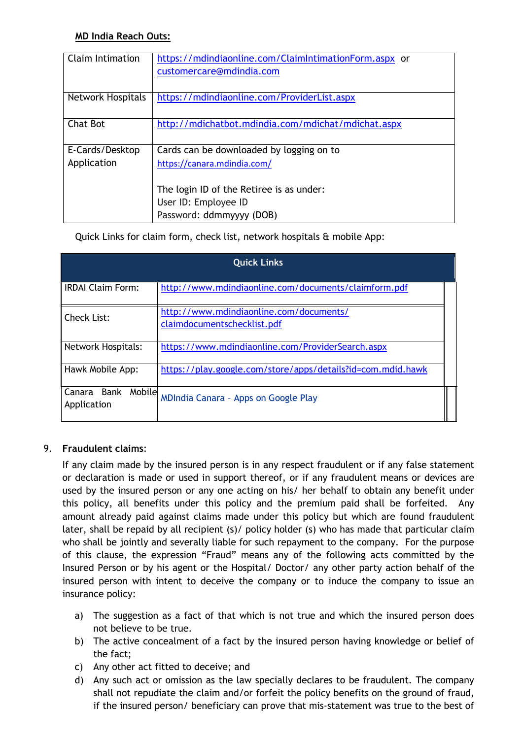**MD India Reach Outs:**

| | |
|---|---|
| Claim Intimation | https://mdindiaonline.com/ClaimIntimationForm.aspx or customercare@mdindia.com |
| Network Hospitals | https://mdindiaonline.com/ProviderList.aspx |
| Chat Bot | http://mdichatbot.mdindia.com/mdichat/mdichat.aspx |
| E-Cards/Desktop Application | Cards can be downloaded by logging on to https://canara.mdindia.com/<br><br>The login ID of the Retiree is as under:<br>User ID: Employee ID<br>Password: ddmmyyyy (DOB) |

Quick Links for claim form, check list, network hospitals & mobile App:

| Quick Links | |
|---|---|
| IRDAI Claim Form: | http://www.mdindiaonline.com/documents/claimform.pdf |
| Check List: | http://www.mdindiaonline.com/documents/claimdocumentschecklist.pdf |
| Network Hospitals: | https://www.mdindiaonline.com/ProviderSearch.aspx |
| Hawk Mobile App: | https://play.google.com/store/apps/details?id=com.mdid.hawk |
| Canara Bank Mobile Application | MDIndia Canara – Apps on Google Play |

9. **Fraudulent claims**:

If any claim made by the insured person is in any respect fraudulent or if any false statement or declaration is made or used in support thereof, or if any fraudulent means or devices are used by the insured person or any one acting on his/ her behalf to obtain any benefit under this policy, all benefits under this policy and the premium paid shall be forfeited. Any amount already paid against claims made under this policy but which are found fraudulent later, shall be repaid by all recipient (s)/ policy holder (s) who has made that particular claim who shall be jointly and severally liable for such repayment to the company. For the purpose of this clause, the expression "Fraud" means any of the following acts committed by the Insured Person or by his agent or the Hospital/ Doctor/ any other party action behalf of the insured person with intent to deceive the company or to induce the company to issue an insurance policy:

a) The suggestion as a fact of that which is not true and which the insured person does not believe to be true.
b) The active concealment of a fact by the insured person having knowledge or belief of the fact;
c) Any other act fitted to deceive; and
d) Any such act or omission as the law specially declares to be fraudulent. The company shall not repudiate the claim and/or forfeit the policy benefits on the ground of fraud, if the insured person/ beneficiary can prove that mis-statement was true to the best of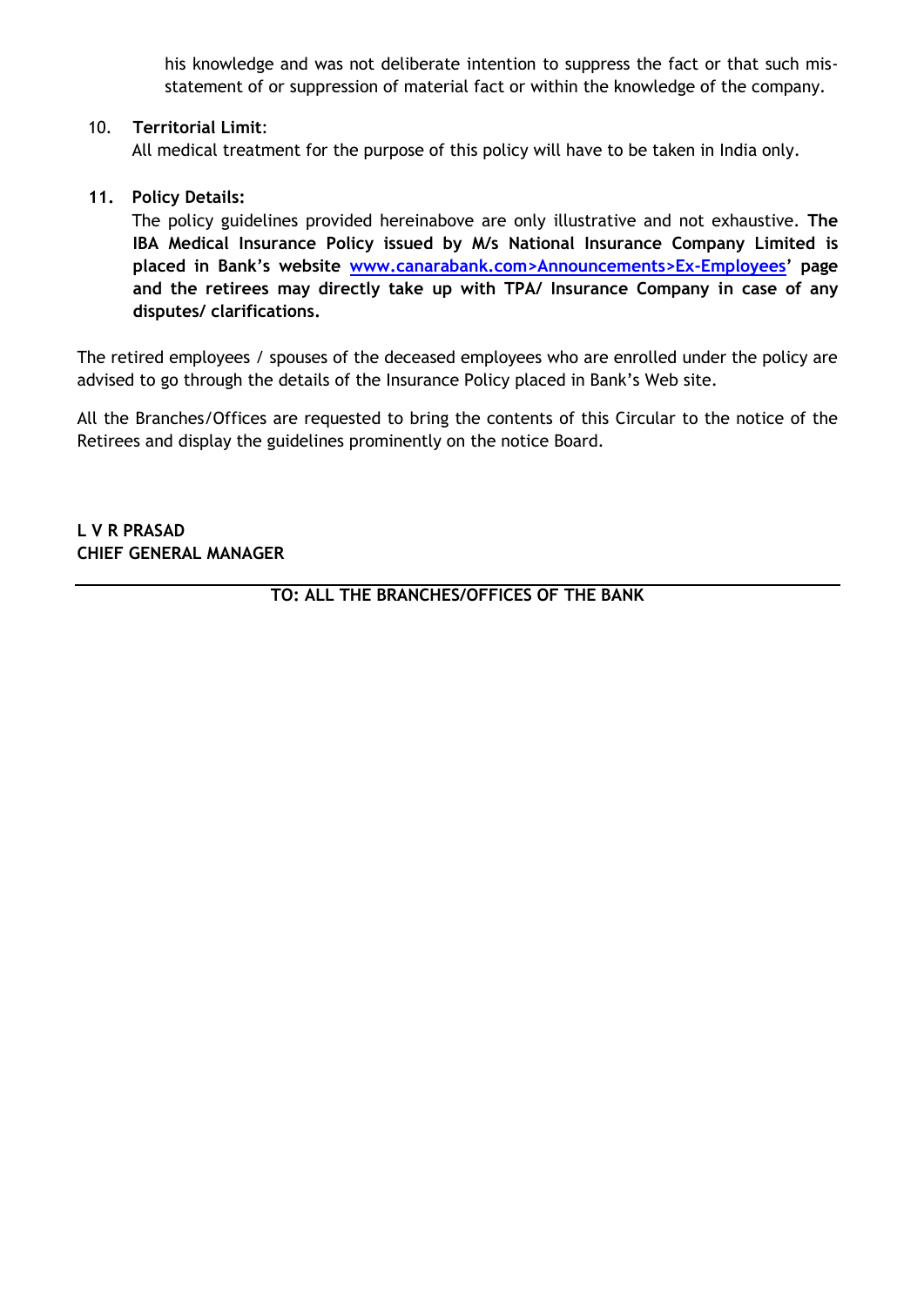his knowledge and was not deliberate intention to suppress the fact or that such mis-statement of or suppression of material fact or within the knowledge of the company.

10. **Territorial Limit**:
    All medical treatment for the purpose of this policy will have to be taken in India only.

11. **Policy Details:**
    The policy guidelines provided hereinabove are only illustrative and not exhaustive. **The IBA Medical Insurance Policy issued by M/s National Insurance Company Limited is placed in Bank's website www.canarabank.com>Announcements>Ex-Employees' page and the retirees may directly take up with TPA/ Insurance Company in case of any disputes/ clarifications.**

The retired employees / spouses of the deceased employees who are enrolled under the policy are advised to go through the details of the Insurance Policy placed in Bank's Web site.

All the Branches/Offices are requested to bring the contents of this Circular to the notice of the Retirees and display the guidelines prominently on the notice Board.

**L V R PRASAD**
**CHIEF GENERAL MANAGER**

---

**TO: ALL THE BRANCHES/OFFICES OF THE BANK**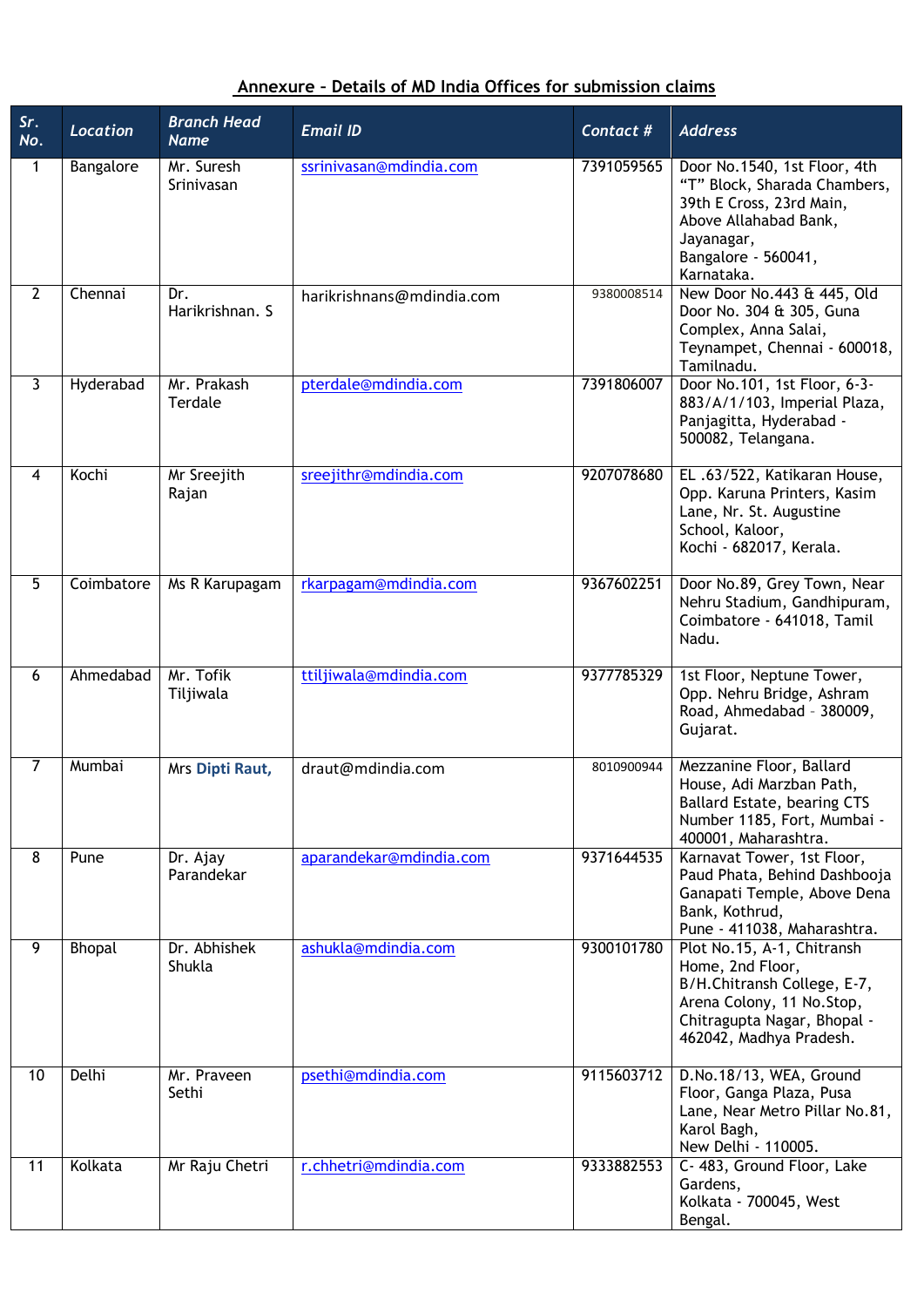## Annexure – Details of MD India Offices for submission claims

| Sr. No. | Location | Branch Head Name | Email ID | Contact # | Address |
|---|---|---|---|---|---|
| 1 | Bangalore | Mr. Suresh Srinivasan | ssrinivasan@mdindia.com | 7391059565 | Door No.1540, 1st Floor, 4th "T" Block, Sharada Chambers, 39th E Cross, 23rd Main, Above Allahabad Bank, Jayanagar, Bangalore - 560041, Karnataka. |
| 2 | Chennai | Dr. Harikrishnan. S | harikrishnans@mdindia.com | 9380008514 | New Door No.443 & 445, Old Door No. 304 & 305, Guna Complex, Anna Salai, Teynampet, Chennai - 600018, Tamilnadu. |
| 3 | Hyderabad | Mr. Prakash Terdale | pterdale@mdindia.com | 7391806007 | Door No.101, 1st Floor, 6-3-883/A/1/103, Imperial Plaza, Panjagitta, Hyderabad - 500082, Telangana. |
| 4 | Kochi | Mr Sreejith Rajan | sreejithr@mdindia.com | 9207078680 | EL .63/522, Katikaran House, Opp. Karuna Printers, Kasim Lane, Nr. St. Augustine School, Kaloor, Kochi - 682017, Kerala. |
| 5 | Coimbatore | Ms R Karupagam | rkarpagam@mdindia.com | 9367602251 | Door No.89, Grey Town, Near Nehru Stadium, Gandhipuram, Coimbatore - 641018, Tamil Nadu. |
| 6 | Ahmedabad | Mr. Tofik Tiljiwala | ttiljiwala@mdindia.com | 9377785329 | 1st Floor, Neptune Tower, Opp. Nehru Bridge, Ashram Road, Ahmedabad – 380009, Gujarat. |
| 7 | Mumbai | Mrs **Dipti Raut,** | draut@mdindia.com | 8010900944 | Mezzanine Floor, Ballard House, Adi Marzban Path, Ballard Estate, bearing CTS Number 1185, Fort, Mumbai - 400001, Maharashtra. |
| 8 | Pune | Dr. Ajay Parandekar | aparandekar@mdindia.com | 9371644535 | Karnavat Tower, 1st Floor, Paud Phata, Behind Dashbooja Ganapati Temple, Above Dena Bank, Kothrud, Pune - 411038, Maharashtra. |
| 9 | Bhopal | Dr. Abhishek Shukla | ashukla@mdindia.com | 9300101780 | Plot No.15, A-1, Chitransh Home, 2nd Floor, B/H.Chitransh College, E-7, Arena Colony, 11 No.Stop, Chitragupta Nagar, Bhopal - 462042, Madhya Pradesh. |
| 10 | Delhi | Mr. Praveen Sethi | psethi@mdindia.com | 9115603712 | D.No.18/13, WEA, Ground Floor, Ganga Plaza, Pusa Lane, Near Metro Pillar No.81, Karol Bagh, New Delhi - 110005. |
| 11 | Kolkata | Mr Raju Chetri | r.chhetri@mdindia.com | 9333882553 | C- 483, Ground Floor, Lake Gardens, Kolkata - 700045, West Bengal. |